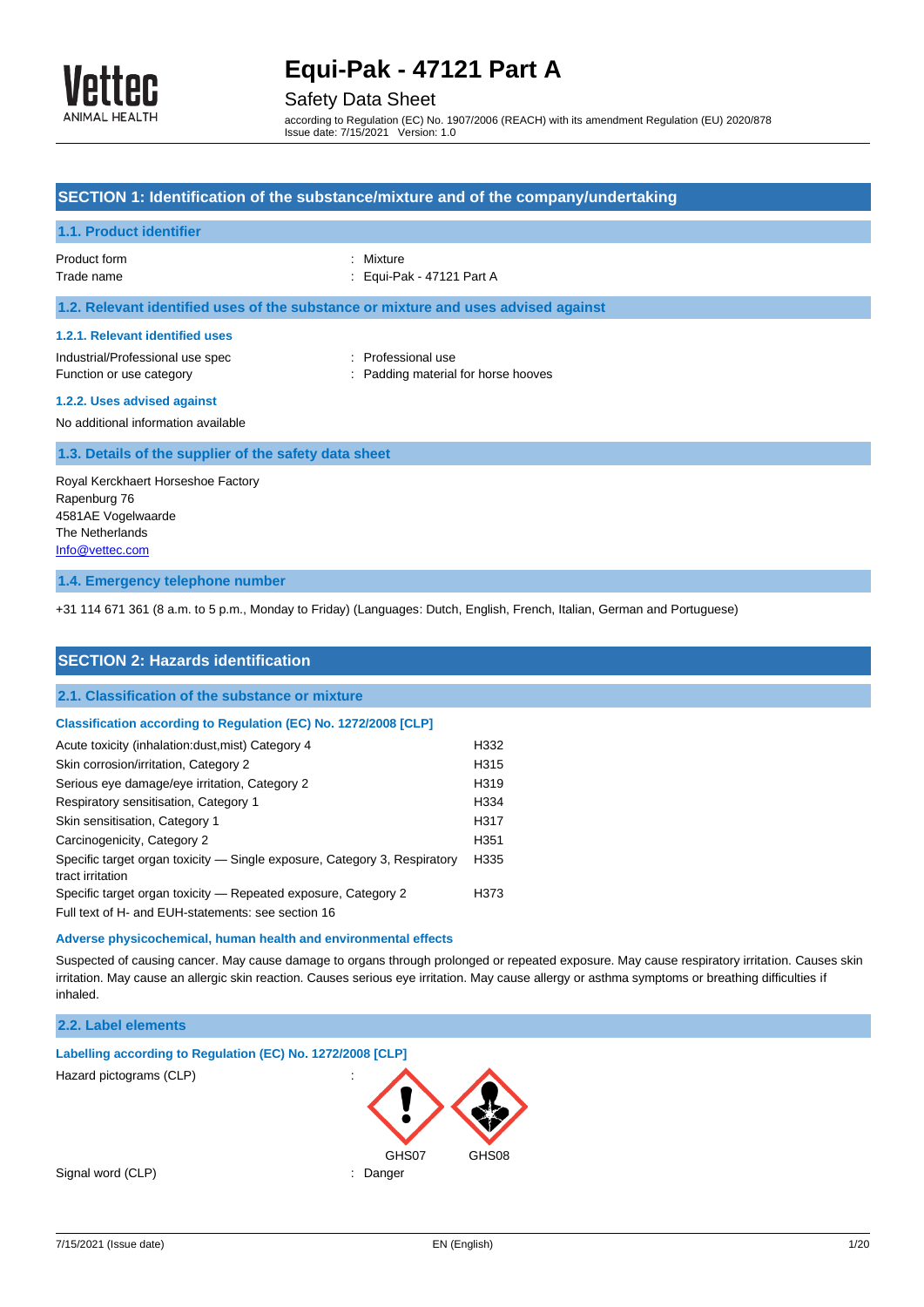# Equi-Pak - 47121 Part A

## Safety Data Sheet

according to Regulation (EC) No. 1907/2006 (REACH) with its amendment Regulation (EU) 2020/878
Issue date: 7/15/2021 Version: 1.0

## SECTION 1: Identification of the substance/mixture and of the company/undertaking

### 1.1. Product identifier

| | |
|---|---|
| Product form | : Mixture |
| Trade name | : Equi-Pak - 47121 Part A |

### 1.2. Relevant identified uses of the substance or mixture and uses advised against

#### 1.2.1. Relevant identified uses

| | |
|---|---|
| Industrial/Professional use spec | : Professional use |
| Function or use category | : Padding material for horse hooves |

#### 1.2.2. Uses advised against

No additional information available

### 1.3. Details of the supplier of the safety data sheet

Royal Kerckhaert Horseshoe Factory
Rapenburg 76
4581AE Vogelwaarde
The Netherlands
Info@vettec.com

### 1.4. Emergency telephone number

+31 114 671 361 (8 a.m. to 5 p.m., Monday to Friday) (Languages: Dutch, English, French, Italian, German and Portuguese)

## SECTION 2: Hazards identification

### 2.1. Classification of the substance or mixture

#### Classification according to Regulation (EC) No. 1272/2008 [CLP]

| | |
|---|---|
| Acute toxicity (inhalation:dust,mist) Category 4 | H332 |
| Skin corrosion/irritation, Category 2 | H315 |
| Serious eye damage/eye irritation, Category 2 | H319 |
| Respiratory sensitisation, Category 1 | H334 |
| Skin sensitisation, Category 1 | H317 |
| Carcinogenicity, Category 2 | H351 |
| Specific target organ toxicity — Single exposure, Category 3, Respiratory tract irritation | H335 |
| Specific target organ toxicity — Repeated exposure, Category 2 | H373 |

Full text of H- and EUH-statements: see section 16

#### Adverse physicochemical, human health and environmental effects

Suspected of causing cancer. May cause damage to organs through prolonged or repeated exposure. May cause respiratory irritation. Causes skin irritation. May cause an allergic skin reaction. Causes serious eye irritation. May cause allergy or asthma symptoms or breathing difficulties if inhaled.

### 2.2. Label elements

#### Labelling according to Regulation (EC) No. 1272/2008 [CLP]

| | |
|---|---|
| Hazard pictograms (CLP) | : GHS07 GHS08 |
| Signal word (CLP) | : Danger |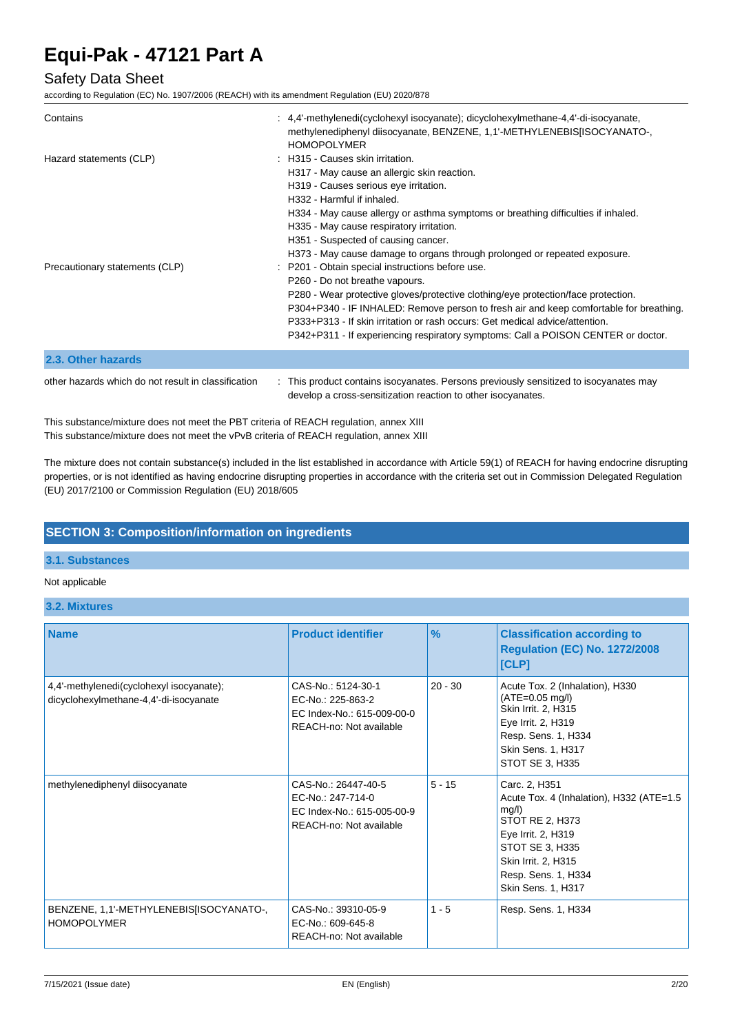| | |
|---|---|
| Contains | : 4,4'-methylenedi(cyclohexyl isocyanate); dicyclohexylmethane-4,4'-di-isocyanate, methylenediphenyl diisocyanate, BENZENE, 1,1'-METHYLENEBIS[ISOCYANATO-, HOMOPOLYMER |
| Hazard statements (CLP) | : H315 - Causes skin irritation.<br>H317 - May cause an allergic skin reaction.<br>H319 - Causes serious eye irritation.<br>H332 - Harmful if inhaled.<br>H334 - May cause allergy or asthma symptoms or breathing difficulties if inhaled.<br>H335 - May cause respiratory irritation.<br>H351 - Suspected of causing cancer.<br>H373 - May cause damage to organs through prolonged or repeated exposure. |
| Precautionary statements (CLP) | : P201 - Obtain special instructions before use.<br>P260 - Do not breathe vapours.<br>P280 - Wear protective gloves/protective clothing/eye protection/face protection.<br>P304+P340 - IF INHALED: Remove person to fresh air and keep comfortable for breathing.<br>P333+P313 - If skin irritation or rash occurs: Get medical advice/attention.<br>P342+P311 - If experiencing respiratory symptoms: Call a POISON CENTER or doctor. |

### 2.3. Other hazards

| | |
|---|---|
| other hazards which do not result in classification | : This product contains isocyanates. Persons previously sensitized to isocyanates may develop a cross-sensitization reaction to other isocyanates. |

This substance/mixture does not meet the PBT criteria of REACH regulation, annex XIII
This substance/mixture does not meet the vPvB criteria of REACH regulation, annex XIII

The mixture does not contain substance(s) included in the list established in accordance with Article 59(1) of REACH for having endocrine disrupting properties, or is not identified as having endocrine disrupting properties in accordance with the criteria set out in Commission Delegated Regulation (EU) 2017/2100 or Commission Regulation (EU) 2018/605

## SECTION 3: Composition/information on ingredients

### 3.1. Substances

Not applicable

### 3.2. Mixtures

| Name | Product identifier | % | Classification according to Regulation (EC) No. 1272/2008 [CLP] |
|---|---|---|---|
| 4,4'-methylenedi(cyclohexyl isocyanate); dicyclohexylmethane-4,4'-di-isocyanate | CAS-No.: 5124-30-1<br>EC-No.: 225-863-2<br>EC Index-No.: 615-009-00-0<br>REACH-no: Not available | 20 - 30 | Acute Tox. 2 (Inhalation), H330 (ATE=0.05 mg/l)<br>Skin Irrit. 2, H315<br>Eye Irrit. 2, H319<br>Resp. Sens. 1, H334<br>Skin Sens. 1, H317<br>STOT SE 3, H335 |
| methylenediphenyl diisocyanate | CAS-No.: 26447-40-5<br>EC-No.: 247-714-0<br>EC Index-No.: 615-005-00-9<br>REACH-no: Not available | 5 - 15 | Carc. 2, H351<br>Acute Tox. 4 (Inhalation), H332 (ATE=1.5 mg/l)<br>STOT RE 2, H373<br>Eye Irrit. 2, H319<br>STOT SE 3, H335<br>Skin Irrit. 2, H315<br>Resp. Sens. 1, H334<br>Skin Sens. 1, H317 |
| BENZENE, 1,1'-METHYLENEBIS[ISOCYANATO-, HOMOPOLYMER | CAS-No.: 39310-05-9<br>EC-No.: 609-645-8<br>REACH-no: Not available | 1 - 5 | Resp. Sens. 1, H334 |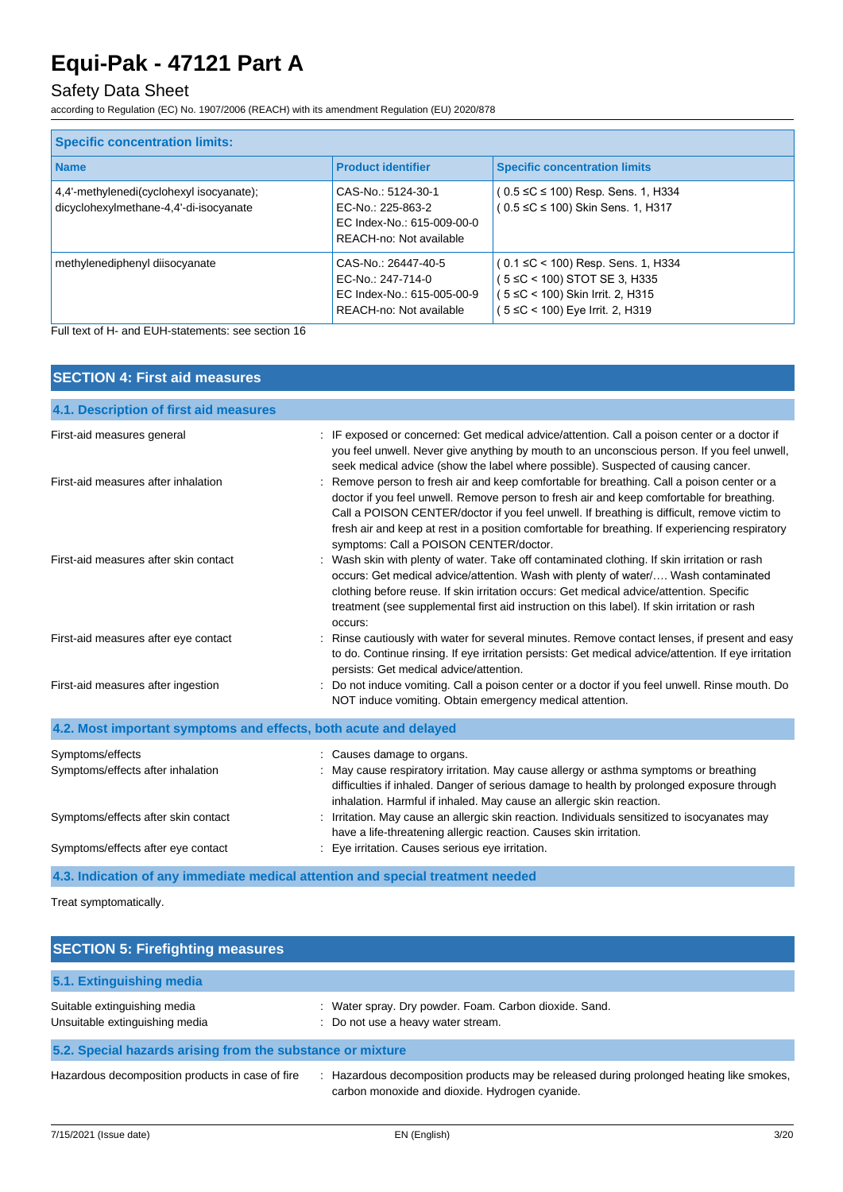| Specific concentration limits: | | |
|---|---|---|
| **Name** | **Product identifier** | **Specific concentration limits** |
| 4,4'-methylenedi(cyclohexyl isocyanate); dicyclohexylmethane-4,4'-di-isocyanate | CAS-No.: 5124-30-1<br>EC-No.: 225-863-2<br>EC Index-No.: 615-009-00-0<br>REACH-no: Not available | ( 0.5 ≤C ≤ 100) Resp. Sens. 1, H334<br>( 0.5 ≤C ≤ 100) Skin Sens. 1, H317 |
| methylenediphenyl diisocyanate | CAS-No.: 26447-40-5<br>EC-No.: 247-714-0<br>EC Index-No.: 615-005-00-9<br>REACH-no: Not available | ( 0.1 ≤C < 100) Resp. Sens. 1, H334<br>( 5 ≤C < 100) STOT SE 3, H335<br>( 5 ≤C < 100) Skin Irrit. 2, H315<br>( 5 ≤C < 100) Eye Irrit. 2, H319 |

Full text of H- and EUH-statements: see section 16

## SECTION 4: First aid measures

### 4.1. Description of first aid measures

First-aid measures general : IF exposed or concerned: Get medical advice/attention. Call a poison center or a doctor if you feel unwell. Never give anything by mouth to an unconscious person. If you feel unwell, seek medical advice (show the label where possible). Suspected of causing cancer.

First-aid measures after inhalation : Remove person to fresh air and keep comfortable for breathing. Call a poison center or a doctor if you feel unwell. Remove person to fresh air and keep comfortable for breathing. Call a POISON CENTER/doctor if you feel unwell. If breathing is difficult, remove victim to fresh air and keep at rest in a position comfortable for breathing. If experiencing respiratory symptoms: Call a POISON CENTER/doctor.

First-aid measures after skin contact : Wash skin with plenty of water. Take off contaminated clothing. If skin irritation or rash occurs: Get medical advice/attention. Wash with plenty of water/…. Wash contaminated clothing before reuse. If skin irritation occurs: Get medical advice/attention. Specific treatment (see supplemental first aid instruction on this label). If skin irritation or rash occurs:

First-aid measures after eye contact : Rinse cautiously with water for several minutes. Remove contact lenses, if present and easy to do. Continue rinsing. If eye irritation persists: Get medical advice/attention. If eye irritation persists: Get medical advice/attention.

First-aid measures after ingestion : Do not induce vomiting. Call a poison center or a doctor if you feel unwell. Rinse mouth. Do NOT induce vomiting. Obtain emergency medical attention.

### 4.2. Most important symptoms and effects, both acute and delayed

Symptoms/effects : Causes damage to organs.

Symptoms/effects after inhalation : May cause respiratory irritation. May cause allergy or asthma symptoms or breathing difficulties if inhaled. Danger of serious damage to health by prolonged exposure through inhalation. Harmful if inhaled. May cause an allergic skin reaction.

Symptoms/effects after skin contact : Irritation. May cause an allergic skin reaction. Individuals sensitized to isocyanates may have a life-threatening allergic reaction. Causes skin irritation.

Symptoms/effects after eye contact : Eye irritation. Causes serious eye irritation.

### 4.3. Indication of any immediate medical attention and special treatment needed

Treat symptomatically.

## SECTION 5: Firefighting measures

### 5.1. Extinguishing media

Suitable extinguishing media : Water spray. Dry powder. Foam. Carbon dioxide. Sand.

Unsuitable extinguishing media : Do not use a heavy water stream.

### 5.2. Special hazards arising from the substance or mixture

Hazardous decomposition products in case of fire : Hazardous decomposition products may be released during prolonged heating like smokes, carbon monoxide and dioxide. Hydrogen cyanide.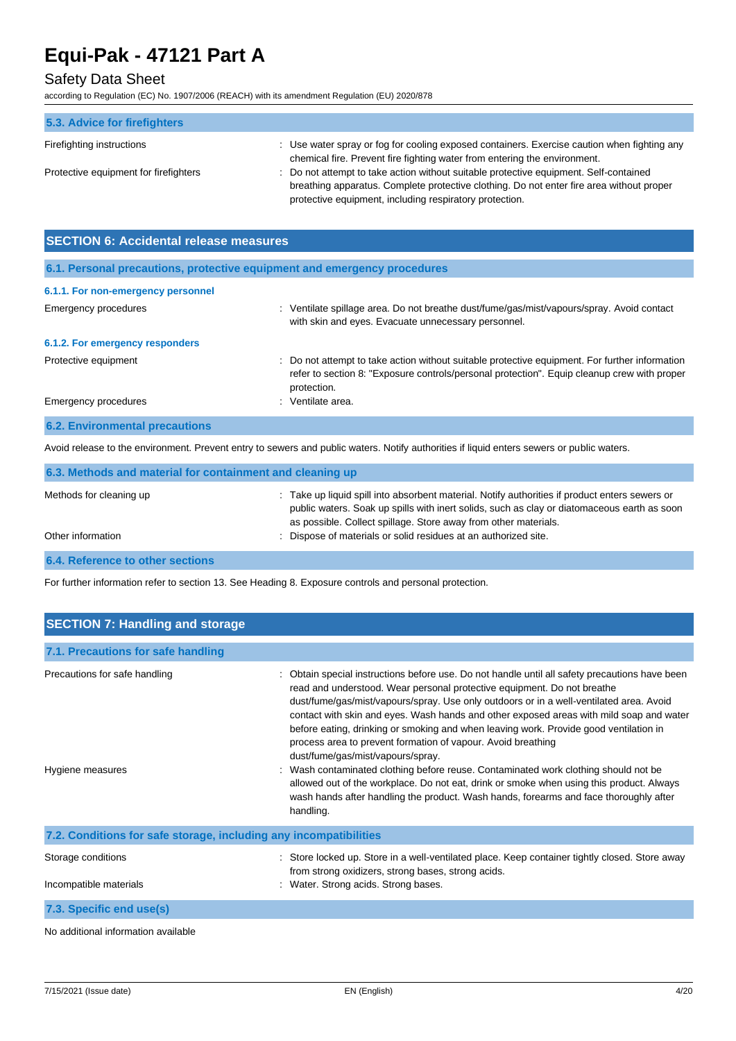### 5.3. Advice for firefighters

| | |
|---|---|
| Firefighting instructions | : Use water spray or fog for cooling exposed containers. Exercise caution when fighting any chemical fire. Prevent fire fighting water from entering the environment. |
| Protective equipment for firefighters | : Do not attempt to take action without suitable protective equipment. Self-contained breathing apparatus. Complete protective clothing. Do not enter fire area without proper protective equipment, including respiratory protection. |

## SECTION 6: Accidental release measures

### 6.1. Personal precautions, protective equipment and emergency procedures

#### 6.1.1. For non-emergency personnel

| | |
|---|---|
| Emergency procedures | : Ventilate spillage area. Do not breathe dust/fume/gas/mist/vapours/spray. Avoid contact with skin and eyes. Evacuate unnecessary personnel. |

#### 6.1.2. For emergency responders

| | |
|---|---|
| Protective equipment | : Do not attempt to take action without suitable protective equipment. For further information refer to section 8: "Exposure controls/personal protection". Equip cleanup crew with proper protection. |
| Emergency procedures | : Ventilate area. |

### 6.2. Environmental precautions

Avoid release to the environment. Prevent entry to sewers and public waters. Notify authorities if liquid enters sewers or public waters.

### 6.3. Methods and material for containment and cleaning up

| | |
|---|---|
| Methods for cleaning up | : Take up liquid spill into absorbent material. Notify authorities if product enters sewers or public waters. Soak up spills with inert solids, such as clay or diatomaceous earth as soon as possible. Collect spillage. Store away from other materials. |
| Other information | : Dispose of materials or solid residues at an authorized site. |

### 6.4. Reference to other sections

For further information refer to section 13. See Heading 8. Exposure controls and personal protection.

## SECTION 7: Handling and storage

### 7.1. Precautions for safe handling

| | |
|---|---|
| Precautions for safe handling | : Obtain special instructions before use. Do not handle until all safety precautions have been read and understood. Wear personal protective equipment. Do not breathe dust/fume/gas/mist/vapours/spray. Use only outdoors or in a well-ventilated area. Avoid contact with skin and eyes. Wash hands and other exposed areas with mild soap and water before eating, drinking or smoking and when leaving work. Provide good ventilation in process area to prevent formation of vapour. Avoid breathing dust/fume/gas/mist/vapours/spray. |
| Hygiene measures | : Wash contaminated clothing before reuse. Contaminated work clothing should not be allowed out of the workplace. Do not eat, drink or smoke when using this product. Always wash hands after handling the product. Wash hands, forearms and face thoroughly after handling. |

### 7.2. Conditions for safe storage, including any incompatibilities

| | |
|---|---|
| Storage conditions | : Store locked up. Store in a well-ventilated place. Keep container tightly closed. Store away from strong oxidizers, strong bases, strong acids. |
| Incompatible materials | : Water. Strong acids. Strong bases. |

### 7.3. Specific end use(s)

No additional information available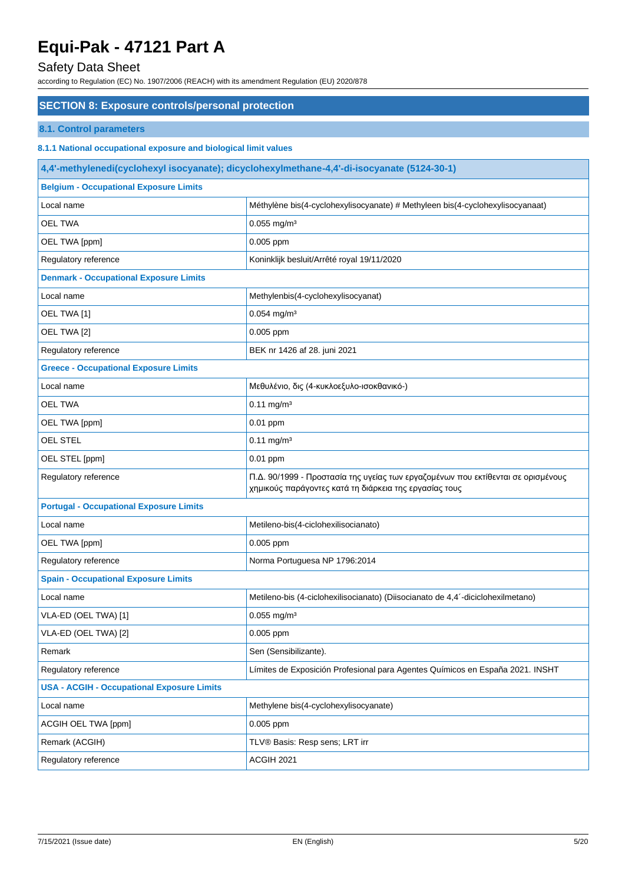## SECTION 8: Exposure controls/personal protection

### 8.1. Control parameters

#### 8.1.1 National occupational exposure and biological limit values

| 4,4'-methylenedi(cyclohexyl isocyanate); dicyclohexylmethane-4,4'-di-isocyanate (5124-30-1) | |
|---|---|
| **Belgium - Occupational Exposure Limits** | |
| Local name | Méthylène bis(4-cyclohexylisocyanate) # Methyleen bis(4-cyclohexylisocyanaat) |
| OEL TWA | 0.055 mg/m³ |
| OEL TWA [ppm] | 0.005 ppm |
| Regulatory reference | Koninklijk besluit/Arrêté royal 19/11/2020 |
| **Denmark - Occupational Exposure Limits** | |
| Local name | Methylenbis(4-cyclohexylisocyanat) |
| OEL TWA [1] | 0.054 mg/m³ |
| OEL TWA [2] | 0.005 ppm |
| Regulatory reference | BEK nr 1426 af 28. juni 2021 |
| **Greece - Occupational Exposure Limits** | |
| Local name | Μεθυλένιο, δις (4-κυκλοεξυλο-ισοκθανικό-) |
| OEL TWA | 0.11 mg/m³ |
| OEL TWA [ppm] | 0.01 ppm |
| OEL STEL | 0.11 mg/m³ |
| OEL STEL [ppm] | 0.01 ppm |
| Regulatory reference | Π.Δ. 90/1999 - Προστασία της υγείας των εργαζομένων που εκτίθενται σε ορισμένους χημικούς παράγοντες κατά τη διάρκεια της εργασίας τους |
| **Portugal - Occupational Exposure Limits** | |
| Local name | Metileno-bis(4-ciclohexilisocianato) |
| OEL TWA [ppm] | 0.005 ppm |
| Regulatory reference | Norma Portuguesa NP 1796:2014 |
| **Spain - Occupational Exposure Limits** | |
| Local name | Metileno-bis (4-ciclohexilisocianato) (Diisocianato de 4,4´-diciclohexilmetano) |
| VLA-ED (OEL TWA) [1] | 0.055 mg/m³ |
| VLA-ED (OEL TWA) [2] | 0.005 ppm |
| Remark | Sen (Sensibilizante). |
| Regulatory reference | Límites de Exposición Profesional para Agentes Químicos en España 2021. INSHT |
| **USA - ACGIH - Occupational Exposure Limits** | |
| Local name | Methylene bis(4-cyclohexylisocyanate) |
| ACGIH OEL TWA [ppm] | 0.005 ppm |
| Remark (ACGIH) | TLV® Basis: Resp sens; LRT irr |
| Regulatory reference | ACGIH 2021 |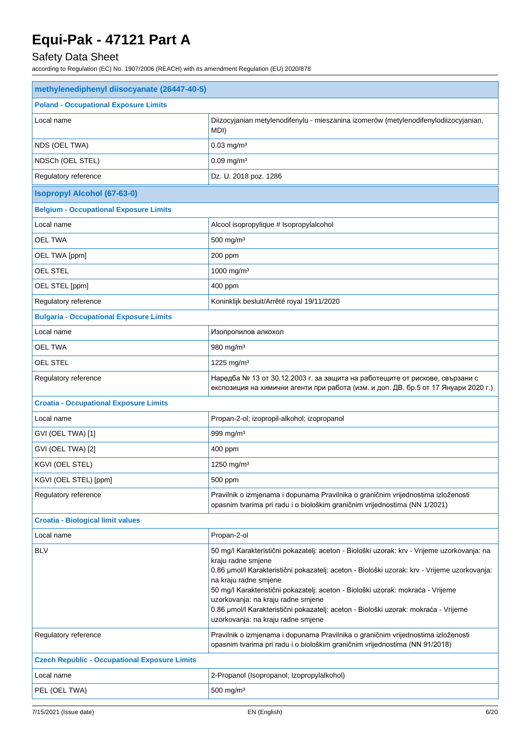| methylenediphenyl diisocyanate (26447-40-5) | |
|---|---|
| **Poland - Occupational Exposure Limits** | |
| Local name | Diizocyjanian metylenodifenylu - mieszanina izomerów (metylenodifenylodiizocyjanian, MDI) |
| NDS (OEL TWA) | 0.03 mg/m³ |
| NDSCh (OEL STEL) | 0.09 mg/m³ |
| Regulatory reference | Dz. U. 2018 poz. 1286 |

| Isopropyl Alcohol (67-63-0) | |
|---|---|
| **Belgium - Occupational Exposure Limits** | |
| Local name | Alcool isopropylique # Isopropylalcohol |
| OEL TWA | 500 mg/m³ |
| OEL TWA [ppm] | 200 ppm |
| OEL STEL | 1000 mg/m³ |
| OEL STEL [ppm] | 400 ppm |
| Regulatory reference | Koninklijk besluit/Arrêté royal 19/11/2020 |
| **Bulgaria - Occupational Exposure Limits** | |
| Local name | Изопропилов алкохол |
| OEL TWA | 980 mg/m³ |
| OEL STEL | 1225 mg/m³ |
| Regulatory reference | Наредба № 13 от 30.12.2003 г. за защита на работещите от рискове, свързани с експозиция на химични агенти при работа (изм. и доп. ДВ. бр.5 от 17 Януари 2020 г.) |
| **Croatia - Occupational Exposure Limits** | |
| Local name | Propan-2-ol; izopropil-alkohol; izopropanol |
| GVI (OEL TWA) [1] | 999 mg/m³ |
| GVI (OEL TWA) [2] | 400 ppm |
| KGVI (OEL STEL) | 1250 mg/m³ |
| KGVI (OEL STEL) [ppm] | 500 ppm |
| Regulatory reference | Pravilnik o izmjenama i dopunama Pravilnika o graničnim vrijednostima izloženosti opasnim tvarima pri radu i o biološkim graničnim vrijednostima (NN 1/2021) |
| **Croatia - Biological limit values** | |
| Local name | Propan-2-ol |
| BLV | 50 mg/l Karakteristični pokazatelj: aceton - Biološki uzorak: krv - Vrijeme uzorkovanja: na kraju radne smjene<br>0.86 µmol/l Karakteristični pokazatelj: aceton - Biološki uzorak: krv - Vrijeme uzorkovanja: na kraju radne smjene<br>50 mg/l Karakteristični pokazatelj: aceton - Biološki uzorak: mokraća - Vrijeme uzorkovanja: na kraju radne smjene<br>0.86 µmol/l Karakteristični pokazatelj: aceton - Biološki uzorak: mokraća - Vrijeme uzorkovanja: na kraju radne smjene |
| Regulatory reference | Pravilnik o izmjenama i dopunama Pravilnika o graničnim vrijednostima izloženosti opasnim tvarima pri radu i o biološkim graničnim vrijednostima (NN 91/2018) |
| **Czech Republic - Occupational Exposure Limits** | |
| Local name | 2-Propanol (Isopropanol; Izopropylalkohol) |
| PEL (OEL TWA) | 500 mg/m³ |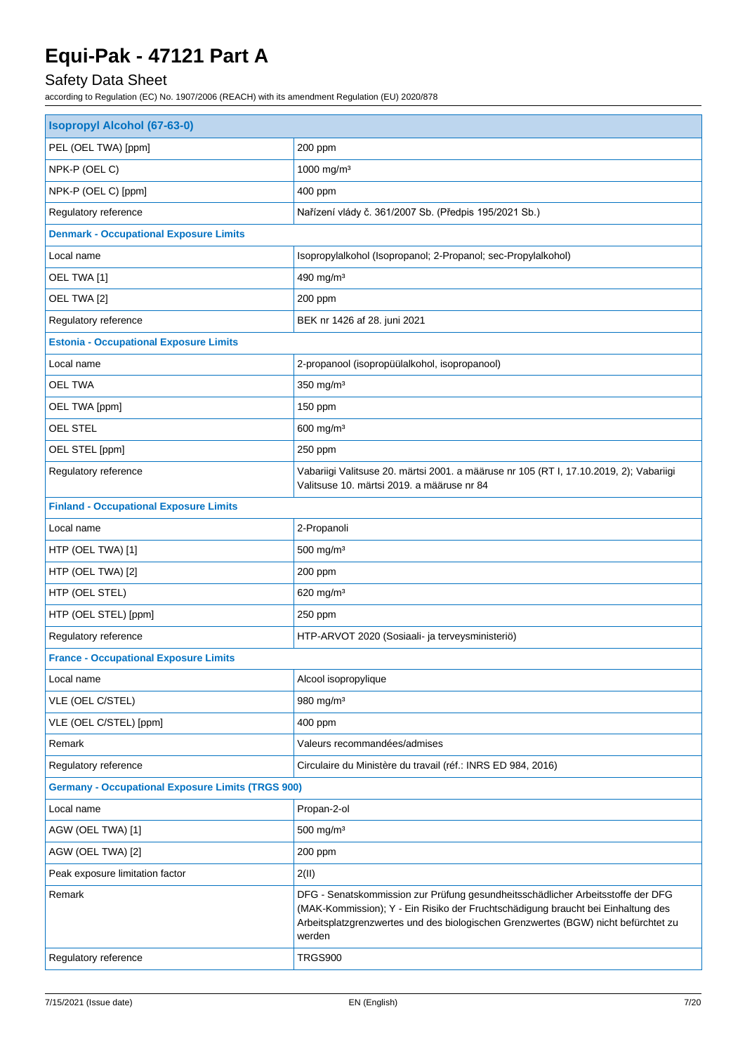# Equi-Pak - 47121 Part A

## Safety Data Sheet

according to Regulation (EC) No. 1907/2006 (REACH) with its amendment Regulation (EU) 2020/878

| **Isopropyl Alcohol (67-63-0)** | |
|---|---|
| PEL (OEL TWA) [ppm] | 200 ppm |
| NPK-P (OEL C) | 1000 mg/m³ |
| NPK-P (OEL C) [ppm] | 400 ppm |
| Regulatory reference | Nařízení vlády č. 361/2007 Sb. (Předpis 195/2021 Sb.) |
| **Denmark - Occupational Exposure Limits** | |
| Local name | Isopropylalkohol (Isopropanol; 2-Propanol; sec-Propylalkohol) |
| OEL TWA [1] | 490 mg/m³ |
| OEL TWA [2] | 200 ppm |
| Regulatory reference | BEK nr 1426 af 28. juni 2021 |
| **Estonia - Occupational Exposure Limits** | |
| Local name | 2-propanool (isopropüülalkohol, isopropanool) |
| OEL TWA | 350 mg/m³ |
| OEL TWA [ppm] | 150 ppm |
| OEL STEL | 600 mg/m³ |
| OEL STEL [ppm] | 250 ppm |
| Regulatory reference | Vabariigi Valitsuse 20. märtsi 2001. a määruse nr 105 (RT I, 17.10.2019, 2); Vabariigi Valitsuse 10. märtsi 2019. a määruse nr 84 |
| **Finland - Occupational Exposure Limits** | |
| Local name | 2-Propanoli |
| HTP (OEL TWA) [1] | 500 mg/m³ |
| HTP (OEL TWA) [2] | 200 ppm |
| HTP (OEL STEL) | 620 mg/m³ |
| HTP (OEL STEL) [ppm] | 250 ppm |
| Regulatory reference | HTP-ARVOT 2020 (Sosiaali- ja terveysministeriö) |
| **France - Occupational Exposure Limits** | |
| Local name | Alcool isopropylique |
| VLE (OEL C/STEL) | 980 mg/m³ |
| VLE (OEL C/STEL) [ppm] | 400 ppm |
| Remark | Valeurs recommandées/admises |
| Regulatory reference | Circulaire du Ministère du travail (réf.: INRS ED 984, 2016) |
| **Germany - Occupational Exposure Limits (TRGS 900)** | |
| Local name | Propan-2-ol |
| AGW (OEL TWA) [1] | 500 mg/m³ |
| AGW (OEL TWA) [2] | 200 ppm |
| Peak exposure limitation factor | 2(II) |
| Remark | DFG - Senatskommission zur Prüfung gesundheitsschädlicher Arbeitsstoffe der DFG (MAK-Kommission); Y - Ein Risiko der Fruchtschädigung braucht bei Einhaltung des Arbeitsplatzgrenzwertes und des biologischen Grenzwertes (BGW) nicht befürchtet zu werden |
| Regulatory reference | TRGS900 |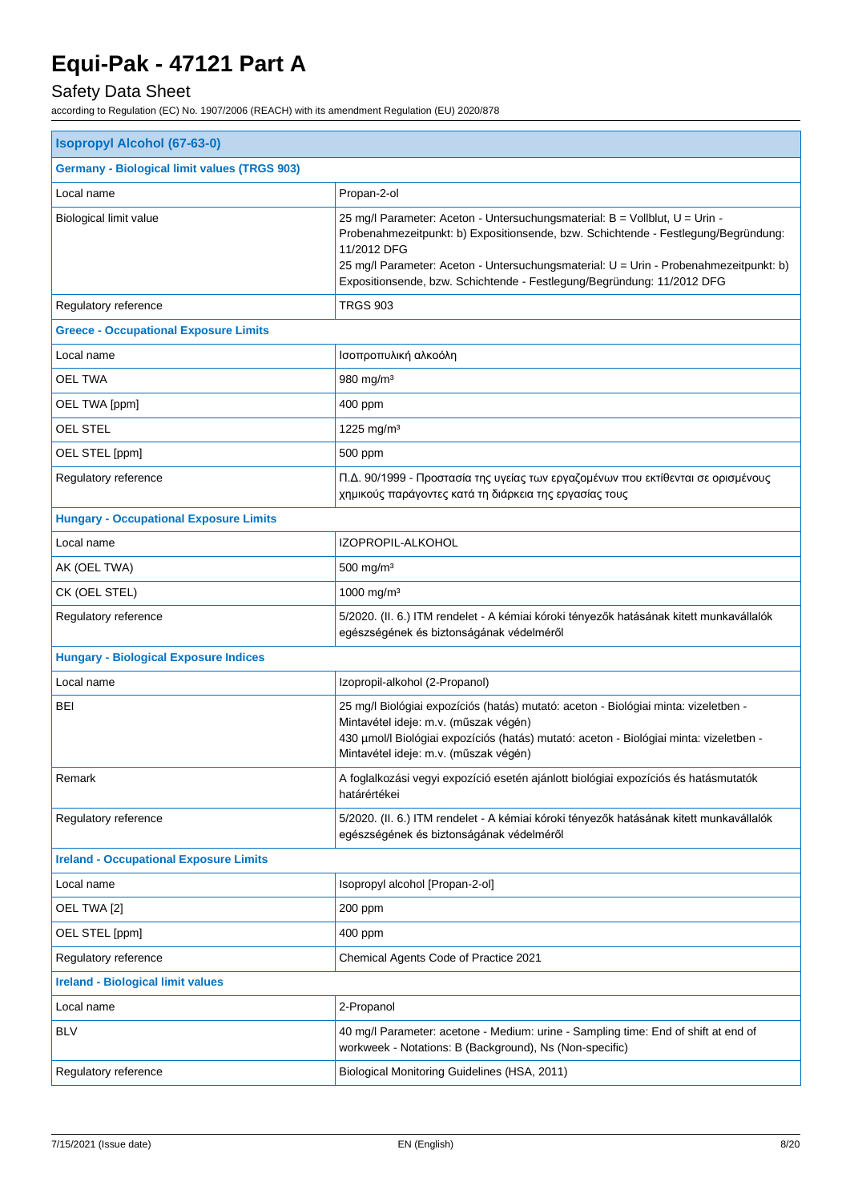| Isopropyl Alcohol (67-63-0) | |
|---|---|
| **Germany - Biological limit values (TRGS 903)** | |
| Local name | Propan-2-ol |
| Biological limit value | 25 mg/l Parameter: Aceton - Untersuchungsmaterial: B = Vollblut, U = Urin - Probenahmezeitpunkt: b) Expositionsende, bzw. Schichtende - Festlegung/Begründung: 11/2012 DFG<br>25 mg/l Parameter: Aceton - Untersuchungsmaterial: U = Urin - Probenahmezeitpunkt: b) Expositionsende, bzw. Schichtende - Festlegung/Begründung: 11/2012 DFG |
| Regulatory reference | TRGS 903 |
| **Greece - Occupational Exposure Limits** | |
| Local name | Ισοπροπυλική αλκοόλη |
| OEL TWA | 980 mg/m³ |
| OEL TWA [ppm] | 400 ppm |
| OEL STEL | 1225 mg/m³ |
| OEL STEL [ppm] | 500 ppm |
| Regulatory reference | Π.Δ. 90/1999 - Προστασία της υγείας των εργαζομένων που εκτίθενται σε ορισμένους χημικούς παράγοντες κατά τη διάρκεια της εργασίας τους |
| **Hungary - Occupational Exposure Limits** | |
| Local name | IZOPROPIL-ALKOHOL |
| AK (OEL TWA) | 500 mg/m³ |
| CK (OEL STEL) | 1000 mg/m³ |
| Regulatory reference | 5/2020. (II. 6.) ITM rendelet - A kémiai kóroki tényezők hatásának kitett munkavállalók egészségének és biztonságának védelméről |
| **Hungary - Biological Exposure Indices** | |
| Local name | Izopropil-alkohol (2-Propanol) |
| BEI | 25 mg/l Biológiai expozíciós (hatás) mutató: aceton - Biológiai minta: vizeletben - Mintavétel ideje: m.v. (műszak végén)<br>430 µmol/l Biológiai expozíciós (hatás) mutató: aceton - Biológiai minta: vizeletben - Mintavétel ideje: m.v. (műszak végén) |
| Remark | A foglalkozási vegyi expozíció esetén ajánlott biológiai expozíciós és hatásmutatók határértékei |
| Regulatory reference | 5/2020. (II. 6.) ITM rendelet - A kémiai kóroki tényezők hatásának kitett munkavállalók egészségének és biztonságának védelméről |
| **Ireland - Occupational Exposure Limits** | |
| Local name | Isopropyl alcohol [Propan-2-ol] |
| OEL TWA [2] | 200 ppm |
| OEL STEL [ppm] | 400 ppm |
| Regulatory reference | Chemical Agents Code of Practice 2021 |
| **Ireland - Biological limit values** | |
| Local name | 2-Propanol |
| BLV | 40 mg/l Parameter: acetone - Medium: urine - Sampling time: End of shift at end of workweek - Notations: B (Background), Ns (Non-specific) |
| Regulatory reference | Biological Monitoring Guidelines (HSA, 2011) |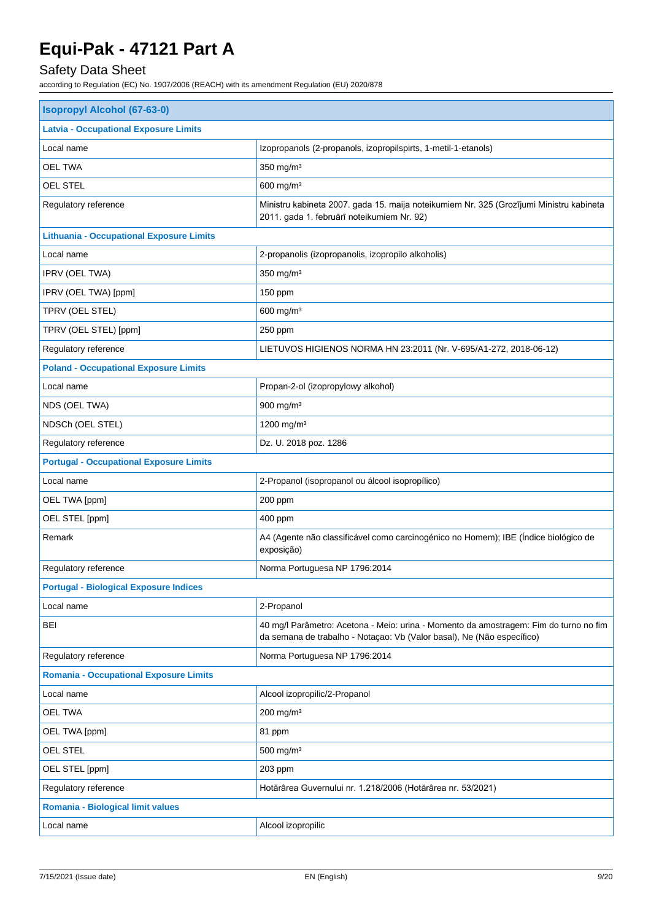| Isopropyl Alcohol (67-63-0) | |
|---|---|
| **Latvia - Occupational Exposure Limits** | |
| Local name | Izopropanols (2-propanols, izopropilspirts, 1-metil-1-etanols) |
| OEL TWA | 350 mg/m³ |
| OEL STEL | 600 mg/m³ |
| Regulatory reference | Ministru kabineta 2007. gada 15. maija noteikumiem Nr. 325 (Grozījumi Ministru kabineta 2011. gada 1. februārī noteikumiem Nr. 92) |
| **Lithuania - Occupational Exposure Limits** | |
| Local name | 2-propanolis (izopropanolis, izopropilo alkoholis) |
| IPRV (OEL TWA) | 350 mg/m³ |
| IPRV (OEL TWA) [ppm] | 150 ppm |
| TPRV (OEL STEL) | 600 mg/m³ |
| TPRV (OEL STEL) [ppm] | 250 ppm |
| Regulatory reference | LIETUVOS HIGIENOS NORMA HN 23:2011 (Nr. V-695/A1-272, 2018-06-12) |
| **Poland - Occupational Exposure Limits** | |
| Local name | Propan-2-ol (izopropylowy alkohol) |
| NDS (OEL TWA) | 900 mg/m³ |
| NDSCh (OEL STEL) | 1200 mg/m³ |
| Regulatory reference | Dz. U. 2018 poz. 1286 |
| **Portugal - Occupational Exposure Limits** | |
| Local name | 2-Propanol (isopropanol ou álcool isopropílico) |
| OEL TWA [ppm] | 200 ppm |
| OEL STEL [ppm] | 400 ppm |
| Remark | A4 (Agente não classificável como carcinogénico no Homem); IBE (Índice biológico de exposição) |
| Regulatory reference | Norma Portuguesa NP 1796:2014 |
| **Portugal - Biological Exposure Indices** | |
| Local name | 2-Propanol |
| BEI | 40 mg/l Parâmetro: Acetona - Meio: urina - Momento da amostragem: Fim do turno no fim da semana de trabalho - Notaçao: Vb (Valor basal), Ne (Não específico) |
| Regulatory reference | Norma Portuguesa NP 1796:2014 |
| **Romania - Occupational Exposure Limits** | |
| Local name | Alcool izopropilic/2-Propanol |
| OEL TWA | 200 mg/m³ |
| OEL TWA [ppm] | 81 ppm |
| OEL STEL | 500 mg/m³ |
| OEL STEL [ppm] | 203 ppm |
| Regulatory reference | Hotărârea Guvernului nr. 1.218/2006 (Hotărârea nr. 53/2021) |
| **Romania - Biological limit values** | |
| Local name | Alcool izopropilic |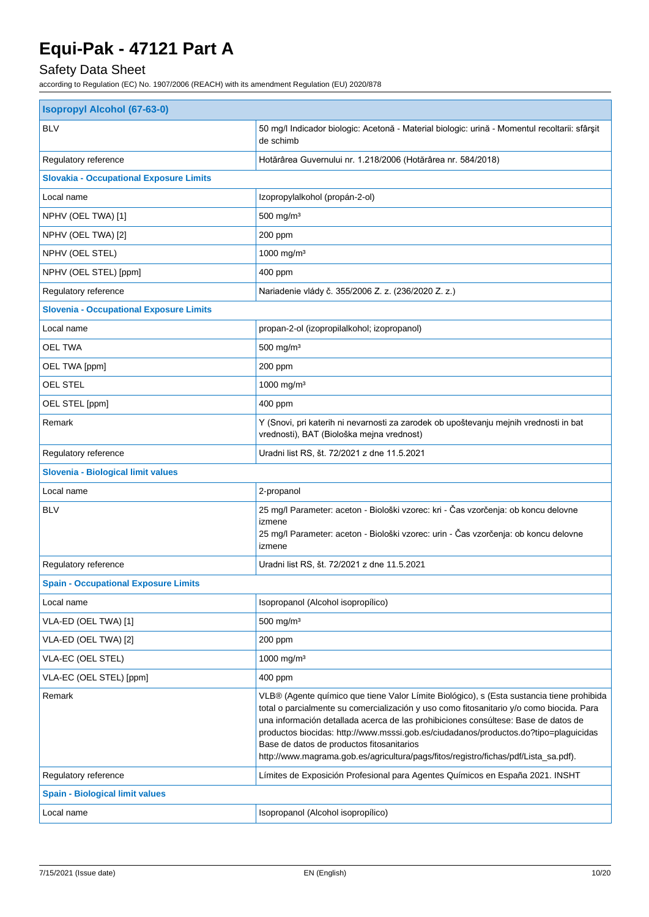| Isopropyl Alcohol (67-63-0) | |
|---|---|
| BLV | 50 mg/l Indicador biologic: Acetonă - Material biologic: urină - Momentul recoltarii: sfârșit de schimb |
| Regulatory reference | Hotărârea Guvernului nr. 1.218/2006 (Hotărârea nr. 584/2018) |
| **Slovakia - Occupational Exposure Limits** | |
| Local name | Izopropylalkohol (propán-2-ol) |
| NPHV (OEL TWA) [1] | 500 mg/m³ |
| NPHV (OEL TWA) [2] | 200 ppm |
| NPHV (OEL STEL) | 1000 mg/m³ |
| NPHV (OEL STEL) [ppm] | 400 ppm |
| Regulatory reference | Nariadenie vlády č. 355/2006 Z. z. (236/2020 Z. z.) |
| **Slovenia - Occupational Exposure Limits** | |
| Local name | propan-2-ol (izopropilalkohol; izopropanol) |
| OEL TWA | 500 mg/m³ |
| OEL TWA [ppm] | 200 ppm |
| OEL STEL | 1000 mg/m³ |
| OEL STEL [ppm] | 400 ppm |
| Remark | Y (Snovi, pri katerih ni nevarnosti za zarodek ob upoštevanju mejnih vrednosti in bat vrednosti), BAT (Biološka mejna vrednost) |
| Regulatory reference | Uradni list RS, št. 72/2021 z dne 11.5.2021 |
| **Slovenia - Biological limit values** | |
| Local name | 2-propanol |
| BLV | 25 mg/l Parameter: aceton - Biološki vzorec: kri - Čas vzorčenja: ob koncu delovne izmene<br>25 mg/l Parameter: aceton - Biološki vzorec: urin - Čas vzorčenja: ob koncu delovne izmene |
| Regulatory reference | Uradni list RS, št. 72/2021 z dne 11.5.2021 |
| **Spain - Occupational Exposure Limits** | |
| Local name | Isopropanol (Alcohol isopropílico) |
| VLA-ED (OEL TWA) [1] | 500 mg/m³ |
| VLA-ED (OEL TWA) [2] | 200 ppm |
| VLA-EC (OEL STEL) | 1000 mg/m³ |
| VLA-EC (OEL STEL) [ppm] | 400 ppm |
| Remark | VLB® (Agente químico que tiene Valor Límite Biológico), s (Esta sustancia tiene prohibida total o parcialmente su comercialización y uso como fitosanitario y/o como biocida. Para una información detallada acerca de las prohibiciones consúltese: Base de datos de productos biocidas: http://www.msssi.gob.es/ciudadanos/productos.do?tipo=plaguicidas Base de datos de productos fitosanitarios http://www.magrama.gob.es/agricultura/pags/fitos/registro/fichas/pdf/Lista_sa.pdf). |
| Regulatory reference | Límites de Exposición Profesional para Agentes Químicos en España 2021. INSHT |
| **Spain - Biological limit values** | |
| Local name | Isopropanol (Alcohol isopropílico) |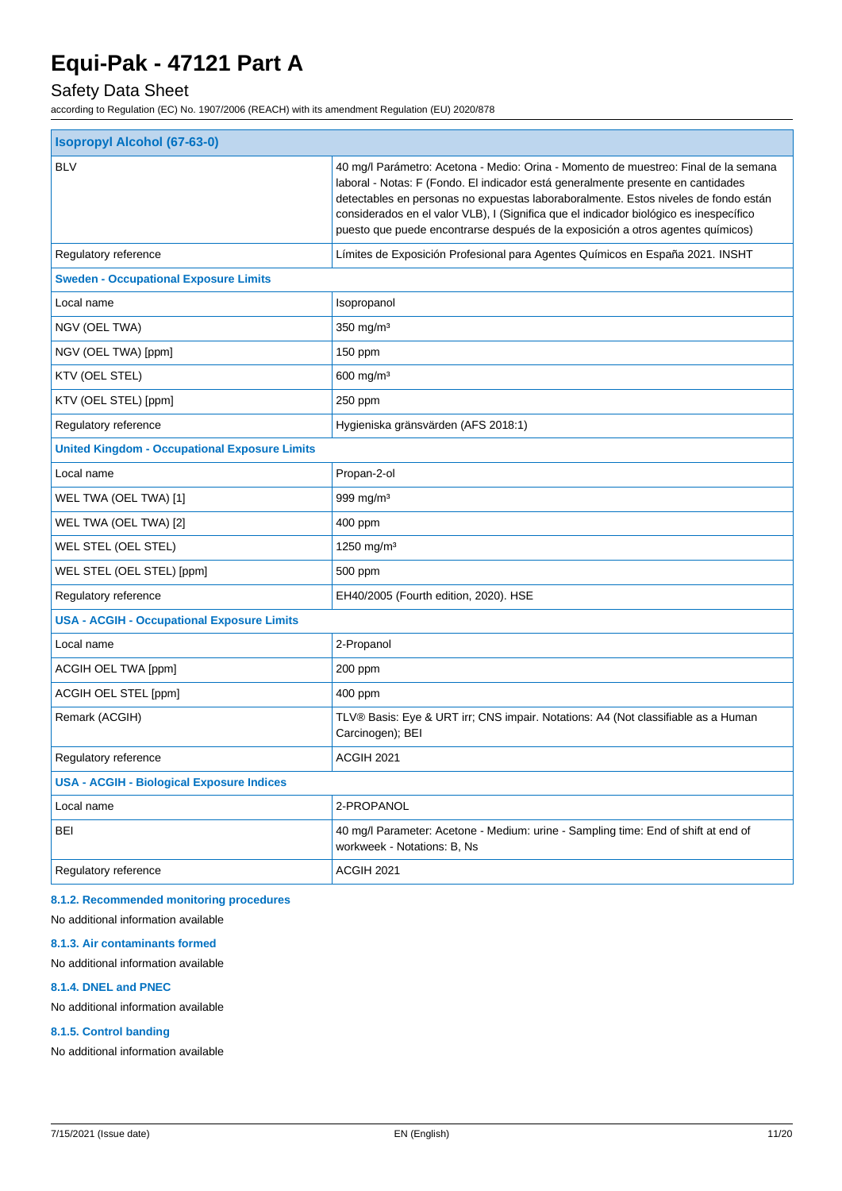| Isopropyl Alcohol (67-63-0) | |
|---|---|
| BLV | 40 mg/l Parámetro: Acetona - Medio: Orina - Momento de muestreo: Final de la semana laboral - Notas: F (Fondo. El indicador está generalmente presente en cantidades detectables en personas no expuestas laboraboralmente. Estos niveles de fondo están considerados en el valor VLB), I (Significa que el indicador biológico es inespecífico puesto que puede encontrarse después de la exposición a otros agentes químicos) |
| Regulatory reference | Límites de Exposición Profesional para Agentes Químicos en España 2021. INSHT |
| **Sweden - Occupational Exposure Limits** | |
| Local name | Isopropanol |
| NGV (OEL TWA) | 350 mg/m³ |
| NGV (OEL TWA) [ppm] | 150 ppm |
| KTV (OEL STEL) | 600 mg/m³ |
| KTV (OEL STEL) [ppm] | 250 ppm |
| Regulatory reference | Hygieniska gränsvärden (AFS 2018:1) |
| **United Kingdom - Occupational Exposure Limits** | |
| Local name | Propan-2-ol |
| WEL TWA (OEL TWA) [1] | 999 mg/m³ |
| WEL TWA (OEL TWA) [2] | 400 ppm |
| WEL STEL (OEL STEL) | 1250 mg/m³ |
| WEL STEL (OEL STEL) [ppm] | 500 ppm |
| Regulatory reference | EH40/2005 (Fourth edition, 2020). HSE |
| **USA - ACGIH - Occupational Exposure Limits** | |
| Local name | 2-Propanol |
| ACGIH OEL TWA [ppm] | 200 ppm |
| ACGIH OEL STEL [ppm] | 400 ppm |
| Remark (ACGIH) | TLV® Basis: Eye & URT irr; CNS impair. Notations: A4 (Not classifiable as a Human Carcinogen); BEI |
| Regulatory reference | ACGIH 2021 |
| **USA - ACGIH - Biological Exposure Indices** | |
| Local name | 2-PROPANOL |
| BEI | 40 mg/l Parameter: Acetone - Medium: urine - Sampling time: End of shift at end of workweek - Notations: B, Ns |
| Regulatory reference | ACGIH 2021 |

#### 8.1.2. Recommended monitoring procedures

No additional information available

#### 8.1.3. Air contaminants formed

No additional information available

#### 8.1.4. DNEL and PNEC

No additional information available

#### 8.1.5. Control banding

No additional information available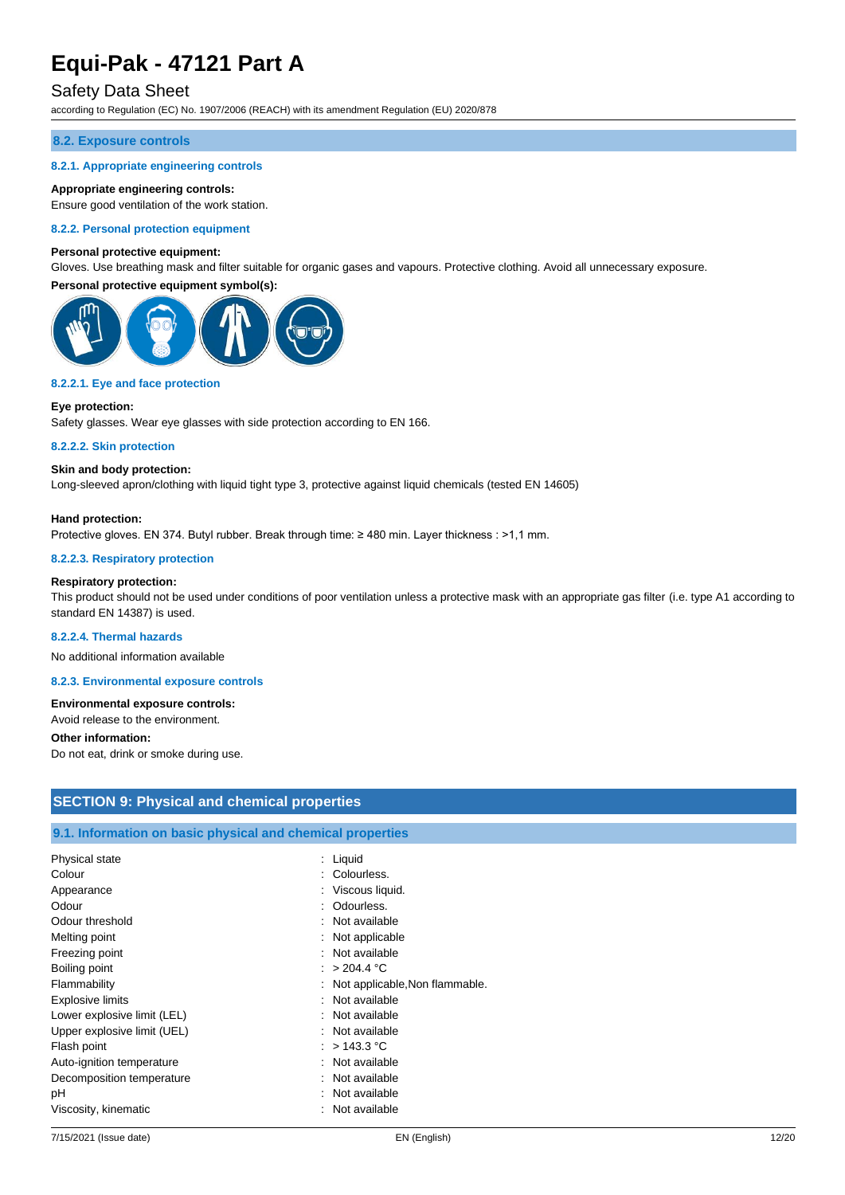### 8.2. Exposure controls

#### 8.2.1. Appropriate engineering controls

**Appropriate engineering controls:**

Ensure good ventilation of the work station.

#### 8.2.2. Personal protection equipment

**Personal protective equipment:**

Gloves. Use breathing mask and filter suitable for organic gases and vapours. Protective clothing. Avoid all unnecessary exposure.

**Personal protective equipment symbol(s):**

#### 8.2.2.1. Eye and face protection

**Eye protection:**

Safety glasses. Wear eye glasses with side protection according to EN 166.

#### 8.2.2.2. Skin protection

**Skin and body protection:**

Long-sleeved apron/clothing with liquid tight type 3, protective against liquid chemicals (tested EN 14605)

**Hand protection:**

Protective gloves. EN 374. Butyl rubber. Break through time: ≥ 480 min. Layer thickness : >1,1 mm.

#### 8.2.2.3. Respiratory protection

**Respiratory protection:**

This product should not be used under conditions of poor ventilation unless a protective mask with an appropriate gas filter (i.e. type A1 according to standard EN 14387) is used.

#### 8.2.2.4. Thermal hazards

No additional information available

#### 8.2.3. Environmental exposure controls

**Environmental exposure controls:**

Avoid release to the environment.

**Other information:**

Do not eat, drink or smoke during use.

## SECTION 9: Physical and chemical properties

### 9.1. Information on basic physical and chemical properties

| | |
|---|---|
| Physical state | : Liquid |
| Colour | : Colourless. |
| Appearance | : Viscous liquid. |
| Odour | : Odourless. |
| Odour threshold | : Not available |
| Melting point | : Not applicable |
| Freezing point | : Not available |
| Boiling point | : > 204.4 °C |
| Flammability | : Not applicable,Non flammable. |
| Explosive limits | : Not available |
| Lower explosive limit (LEL) | : Not available |
| Upper explosive limit (UEL) | : Not available |
| Flash point | : > 143.3 °C |
| Auto-ignition temperature | : Not available |
| Decomposition temperature | : Not available |
| pH | : Not available |
| Viscosity, kinematic | : Not available |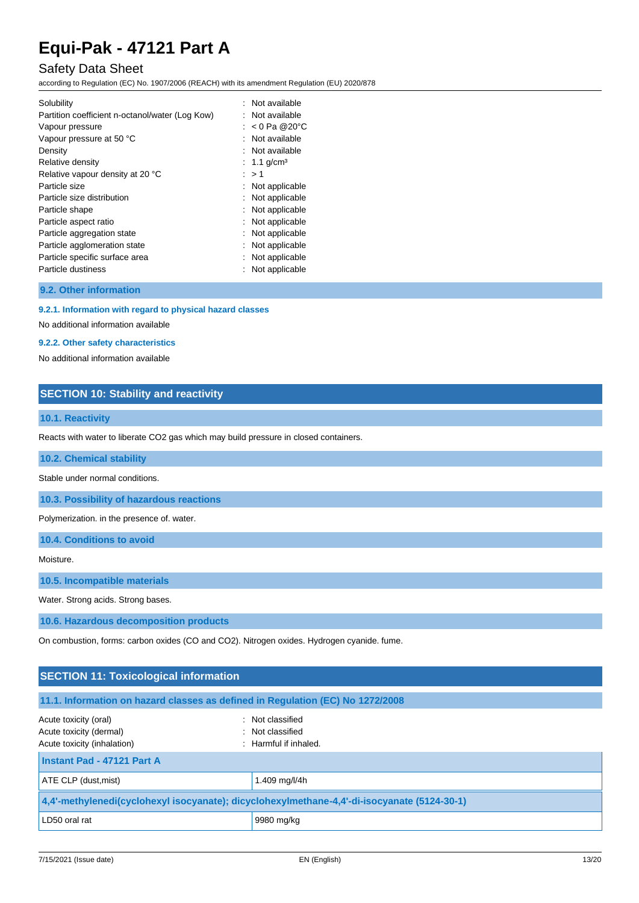| | | |
|---|---|---|
| Solubility | : | Not available |
| Partition coefficient n-octanol/water (Log Kow) | : | Not available |
| Vapour pressure | : | < 0 Pa @20°C |
| Vapour pressure at 50 °C | : | Not available |
| Density | : | Not available |
| Relative density | : | 1.1 g/cm³ |
| Relative vapour density at 20 °C | : | > 1 |
| Particle size | : | Not applicable |
| Particle size distribution | : | Not applicable |
| Particle shape | : | Not applicable |
| Particle aspect ratio | : | Not applicable |
| Particle aggregation state | : | Not applicable |
| Particle agglomeration state | : | Not applicable |
| Particle specific surface area | : | Not applicable |
| Particle dustiness | : | Not applicable |

### 9.2. Other information

#### 9.2.1. Information with regard to physical hazard classes

No additional information available

#### 9.2.2. Other safety characteristics

No additional information available

## SECTION 10: Stability and reactivity

### 10.1. Reactivity

Reacts with water to liberate CO2 gas which may build pressure in closed containers.

### 10.2. Chemical stability

Stable under normal conditions.

### 10.3. Possibility of hazardous reactions

Polymerization. in the presence of. water.

### 10.4. Conditions to avoid

Moisture.

### 10.5. Incompatible materials

Water. Strong acids. Strong bases.

### 10.6. Hazardous decomposition products

On combustion, forms: carbon oxides (CO and CO2). Nitrogen oxides. Hydrogen cyanide. fume.

## SECTION 11: Toxicological information

### 11.1. Information on hazard classes as defined in Regulation (EC) No 1272/2008

| | | |
|---|---|---|
| Acute toxicity (oral) | : | Not classified |
| Acute toxicity (dermal) | : | Not classified |
| Acute toxicity (inhalation) | : | Harmful if inhaled. |

| **Instant Pad - 47121 Part A** | |
|---|---|
| ATE CLP (dust,mist) | 1.409 mg/l/4h |
| **4,4'-methylenedi(cyclohexyl isocyanate); dicyclohexylmethane-4,4'-di-isocyanate (5124-30-1)** | |
| LD50 oral rat | 9980 mg/kg |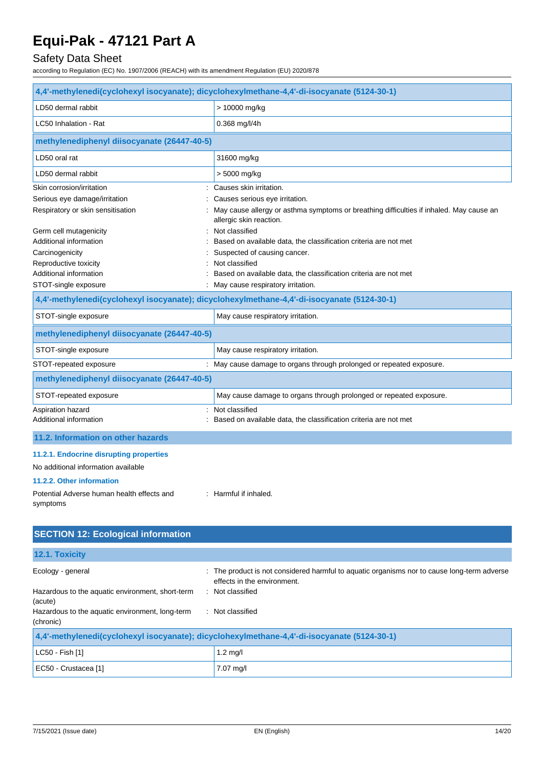| 4,4'-methylenedi(cyclohexyl isocyanate); dicyclohexylmethane-4,4'-di-isocyanate (5124-30-1) | |
|---|---|
| LD50 dermal rabbit | > 10000 mg/kg |
| LC50 Inhalation - Rat | 0.368 mg/l/4h |

| methylenediphenyl diisocyanate (26447-40-5) | |
|---|---|
| LD50 oral rat | 31600 mg/kg |
| LD50 dermal rabbit | > 5000 mg/kg |

Skin corrosion/irritation : Causes skin irritation.

Serious eye damage/irritation : Causes serious eye irritation.

Respiratory or skin sensitisation : May cause allergy or asthma symptoms or breathing difficulties if inhaled. May cause an allergic skin reaction.

Germ cell mutagenicity : Not classified

Additional information : Based on available data, the classification criteria are not met

Carcinogenicity : Suspected of causing cancer.

Reproductive toxicity : Not classified

Additional information : Based on available data, the classification criteria are not met

STOT-single exposure : May cause respiratory irritation.

| 4,4'-methylenedi(cyclohexyl isocyanate); dicyclohexylmethane-4,4'-di-isocyanate (5124-30-1) | |
|---|---|
| STOT-single exposure | May cause respiratory irritation. |

| methylenediphenyl diisocyanate (26447-40-5) | |
|---|---|
| STOT-single exposure | May cause respiratory irritation. |

STOT-repeated exposure : May cause damage to organs through prolonged or repeated exposure.

| methylenediphenyl diisocyanate (26447-40-5) | |
|---|---|
| STOT-repeated exposure | May cause damage to organs through prolonged or repeated exposure. |

Aspiration hazard : Not classified

Additional information : Based on available data, the classification criteria are not met

### 11.2. Information on other hazards

#### 11.2.1. Endocrine disrupting properties

No additional information available

#### 11.2.2. Other information

Potential Adverse human health effects and symptoms : Harmful if inhaled.

## SECTION 12: Ecological information

### 12.1. Toxicity

Ecology - general : The product is not considered harmful to aquatic organisms nor to cause long-term adverse effects in the environment.

Hazardous to the aquatic environment, short-term (acute) : Not classified

Hazardous to the aquatic environment, long-term (chronic) : Not classified

| 4,4'-methylenedi(cyclohexyl isocyanate); dicyclohexylmethane-4,4'-di-isocyanate (5124-30-1) | |
|---|---|
| LC50 - Fish [1] | 1.2 mg/l |
| EC50 - Crustacea [1] | 7.07 mg/l |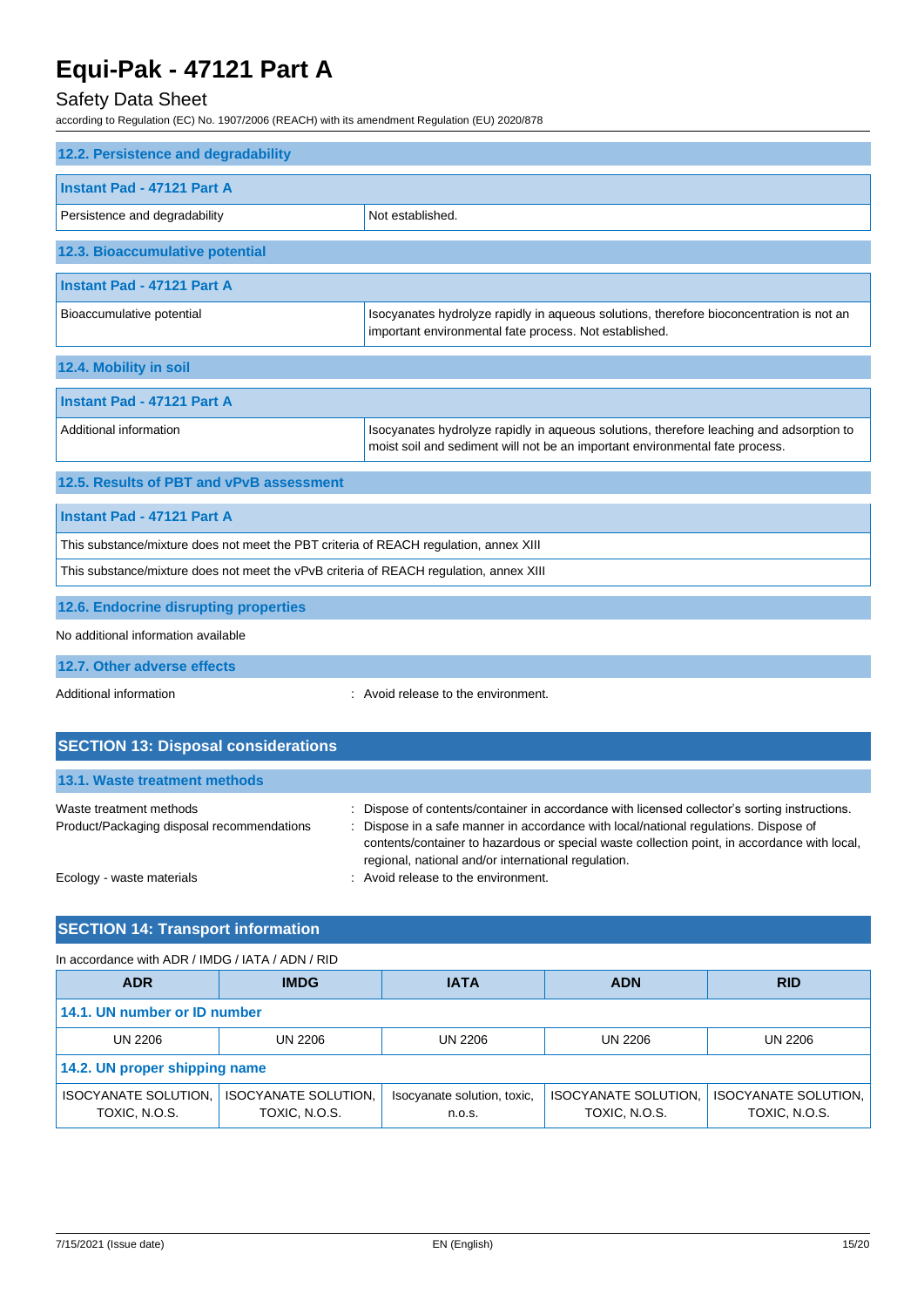### 12.2. Persistence and degradability

| Instant Pad - 47121 Part A | |
|---|---|
| Persistence and degradability | Not established. |

### 12.3. Bioaccumulative potential

| Instant Pad - 47121 Part A | |
|---|---|
| Bioaccumulative potential | Isocyanates hydrolyze rapidly in aqueous solutions, therefore bioconcentration is not an important environmental fate process. Not established. |

### 12.4. Mobility in soil

| Instant Pad - 47121 Part A | |
|---|---|
| Additional information | Isocyanates hydrolyze rapidly in aqueous solutions, therefore leaching and adsorption to moist soil and sediment will not be an important environmental fate process. |

### 12.5. Results of PBT and vPvB assessment

| Instant Pad - 47121 Part A |
|---|
| This substance/mixture does not meet the PBT criteria of REACH regulation, annex XIII |
| This substance/mixture does not meet the vPvB criteria of REACH regulation, annex XIII |

### 12.6. Endocrine disrupting properties

No additional information available

### 12.7. Other adverse effects

Additional information : Avoid release to the environment.

## SECTION 13: Disposal considerations

### 13.1. Waste treatment methods

Waste treatment methods : Dispose of contents/container in accordance with licensed collector's sorting instructions.

Product/Packaging disposal recommendations : Dispose in a safe manner in accordance with local/national regulations. Dispose of contents/container to hazardous or special waste collection point, in accordance with local, regional, national and/or international regulation.

Ecology - waste materials : Avoid release to the environment.

## SECTION 14: Transport information

In accordance with ADR / IMDG / IATA / ADN / RID

| ADR | IMDG | IATA | ADN | RID |
|---|---|---|---|---|
| **14.1. UN number or ID number** | | | | |
| UN 2206 | UN 2206 | UN 2206 | UN 2206 | UN 2206 |
| **14.2. UN proper shipping name** | | | | |
| ISOCYANATE SOLUTION, TOXIC, N.O.S. | ISOCYANATE SOLUTION, TOXIC, N.O.S. | Isocyanate solution, toxic, n.o.s. | ISOCYANATE SOLUTION, TOXIC, N.O.S. | ISOCYANATE SOLUTION, TOXIC, N.O.S. |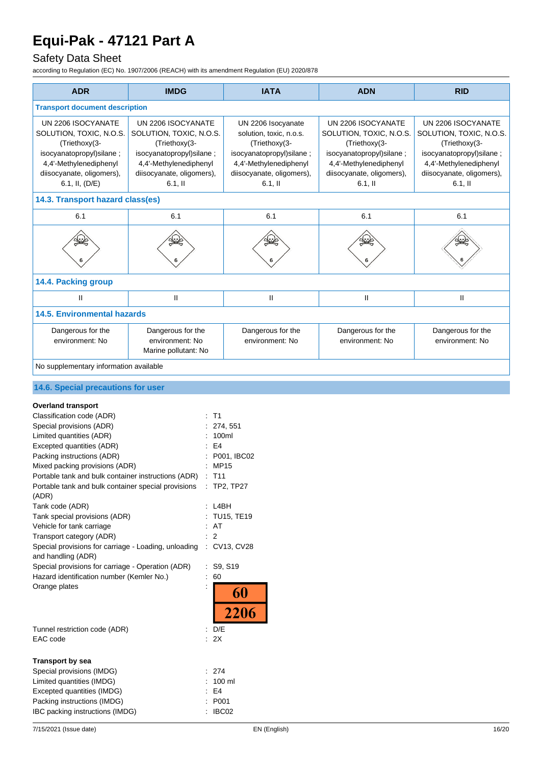| ADR | IMDG | IATA | ADN | RID |
|---|---|---|---|---|
| **Transport document description** | | | | |
| UN 2206 ISOCYANATE SOLUTION, TOXIC, N.O.S. (Triethoxy(3-isocyanatopropyl)silane ; 4,4'-Methylenediphenyl diisocyanate, oligomers), 6.1, II, (D/E) | UN 2206 ISOCYANATE SOLUTION, TOXIC, N.O.S. (Triethoxy(3-isocyanatopropyl)silane ; 4,4'-Methylenediphenyl diisocyanate, oligomers), 6.1, II | UN 2206 Isocyanate solution, toxic, n.o.s. (Triethoxy(3-isocyanatopropyl)silane ; 4,4'-Methylenediphenyl diisocyanate, oligomers), 6.1, II | UN 2206 ISOCYANATE SOLUTION, TOXIC, N.O.S. (Triethoxy(3-isocyanatopropyl)silane ; 4,4'-Methylenediphenyl diisocyanate, oligomers), 6.1, II | UN 2206 ISOCYANATE SOLUTION, TOXIC, N.O.S. (Triethoxy(3-isocyanatopropyl)silane ; 4,4'-Methylenediphenyl diisocyanate, oligomers), 6.1, II |
| **14.3. Transport hazard class(es)** | | | | |
| 6.1 | 6.1 | 6.1 | 6.1 | 6.1 |
| **14.4. Packing group** | | | | |
| II | II | II | II | II |
| **14.5. Environmental hazards** | | | | |
| Dangerous for the environment: No | Dangerous for the environment: No Marine pollutant: No | Dangerous for the environment: No | Dangerous for the environment: No | Dangerous for the environment: No |
| No supplementary information available | | | | |

## 14.6. Special precautions for user

**Overland transport**

| | |
|---|---|
| Classification code (ADR) | : T1 |
| Special provisions (ADR) | : 274, 551 |
| Limited quantities (ADR) | : 100ml |
| Excepted quantities (ADR) | : E4 |
| Packing instructions (ADR) | : P001, IBC02 |
| Mixed packing provisions (ADR) | : MP15 |
| Portable tank and bulk container instructions (ADR) | : T11 |
| Portable tank and bulk container special provisions (ADR) | : TP2, TP27 |
| Tank code (ADR) | : L4BH |
| Tank special provisions (ADR) | : TU15, TE19 |
| Vehicle for tank carriage | : AT |
| Transport category (ADR) | : 2 |
| Special provisions for carriage - Loading, unloading and handling (ADR) | : CV13, CV28 |
| Special provisions for carriage - Operation (ADR) | : S9, S19 |
| Hazard identification number (Kemler No.) | : 60 |
| Orange plates | : 60 / 2206 |
| Tunnel restriction code (ADR) | : D/E |
| EAC code | : 2X |

**Transport by sea**

| | |
|---|---|
| Special provisions (IMDG) | : 274 |
| Limited quantities (IMDG) | : 100 ml |
| Excepted quantities (IMDG) | : E4 |
| Packing instructions (IMDG) | : P001 |
| IBC packing instructions (IMDG) | : IBC02 |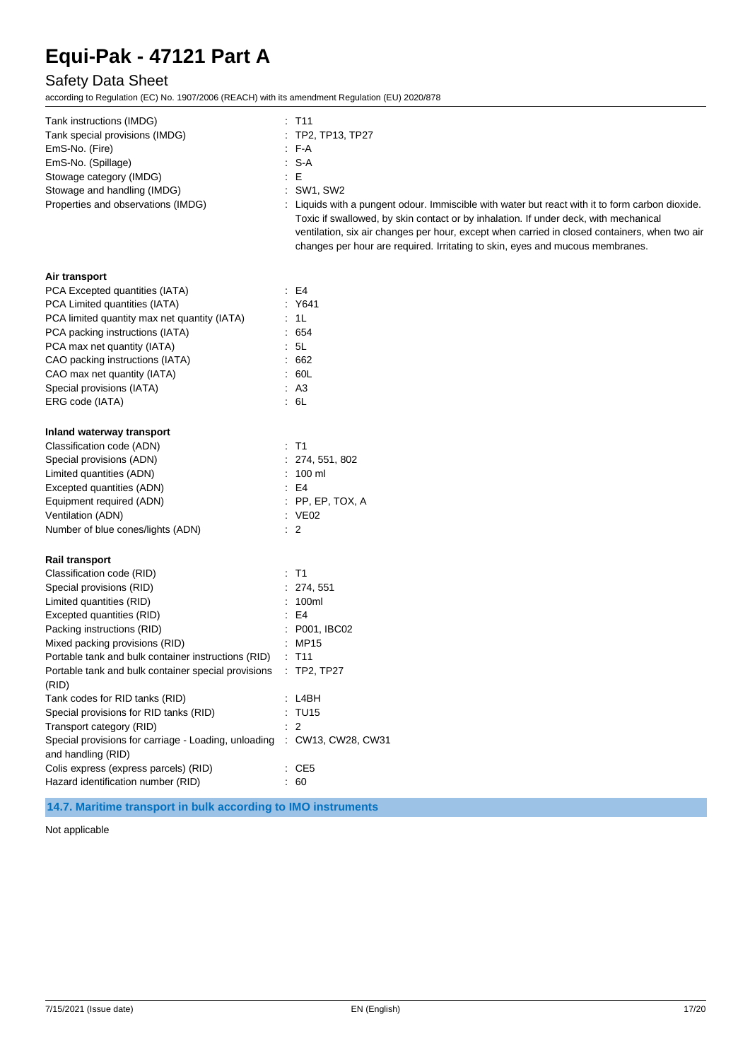| | |
|---|---|
| Tank instructions (IMDG) | : T11 |
| Tank special provisions (IMDG) | : TP2, TP13, TP27 |
| EmS-No. (Fire) | : F-A |
| EmS-No. (Spillage) | : S-A |
| Stowage category (IMDG) | : E |
| Stowage and handling (IMDG) | : SW1, SW2 |
| Properties and observations (IMDG) | : Liquids with a pungent odour. Immiscible with water but react with it to form carbon dioxide. Toxic if swallowed, by skin contact or by inhalation. If under deck, with mechanical ventilation, six air changes per hour, except when carried in closed containers, when two air changes per hour are required. Irritating to skin, eyes and mucous membranes. |

**Air transport**

| | |
|---|---|
| PCA Excepted quantities (IATA) | : E4 |
| PCA Limited quantities (IATA) | : Y641 |
| PCA limited quantity max net quantity (IATA) | : 1L |
| PCA packing instructions (IATA) | : 654 |
| PCA max net quantity (IATA) | : 5L |
| CAO packing instructions (IATA) | : 662 |
| CAO max net quantity (IATA) | : 60L |
| Special provisions (IATA) | : A3 |
| ERG code (IATA) | : 6L |

**Inland waterway transport**

| | |
|---|---|
| Classification code (ADN) | : T1 |
| Special provisions (ADN) | : 274, 551, 802 |
| Limited quantities (ADN) | : 100 ml |
| Excepted quantities (ADN) | : E4 |
| Equipment required (ADN) | : PP, EP, TOX, A |
| Ventilation (ADN) | : VE02 |
| Number of blue cones/lights (ADN) | : 2 |

**Rail transport**

| | |
|---|---|
| Classification code (RID) | : T1 |
| Special provisions (RID) | : 274, 551 |
| Limited quantities (RID) | : 100ml |
| Excepted quantities (RID) | : E4 |
| Packing instructions (RID) | : P001, IBC02 |
| Mixed packing provisions (RID) | : MP15 |
| Portable tank and bulk container instructions (RID) | : T11 |
| Portable tank and bulk container special provisions (RID) | : TP2, TP27 |
| Tank codes for RID tanks (RID) | : L4BH |
| Special provisions for RID tanks (RID) | : TU15 |
| Transport category (RID) | : 2 |
| Special provisions for carriage - Loading, unloading and handling (RID) | : CW13, CW28, CW31 |
| Colis express (express parcels) (RID) | : CE5 |
| Hazard identification number (RID) | : 60 |

## 14.7. Maritime transport in bulk according to IMO instruments

Not applicable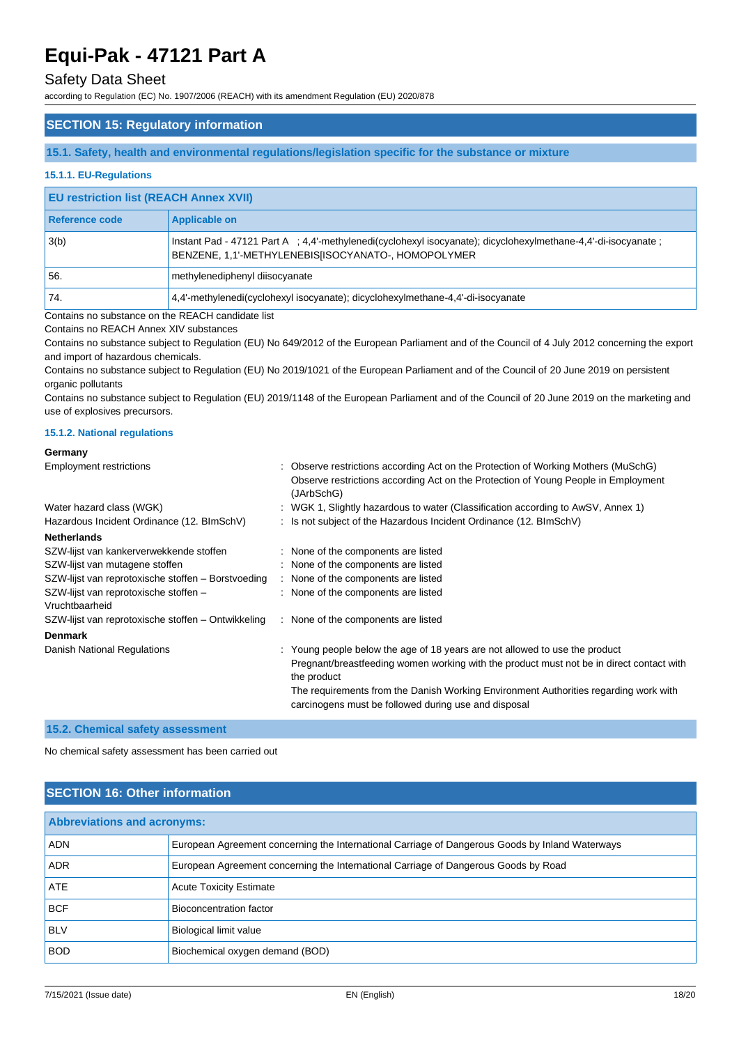## SECTION 15: Regulatory information

### 15.1. Safety, health and environmental regulations/legislation specific for the substance or mixture

#### 15.1.1. EU-Regulations

| EU restriction list (REACH Annex XVII) | |
|---|---|
| **Reference code** | **Applicable on** |
| 3(b) | Instant Pad - 47121 Part A ; 4,4'-methylenedi(cyclohexyl isocyanate); dicyclohexylmethane-4,4'-di-isocyanate ; BENZENE, 1,1'-METHYLENEBIS[ISOCYANATO-, HOMOPOLYMER |
| 56. | methylenediphenyl diisocyanate |
| 74. | 4,4'-methylenedi(cyclohexyl isocyanate); dicyclohexylmethane-4,4'-di-isocyanate |

Contains no substance on the REACH candidate list

Contains no REACH Annex XIV substances

Contains no substance subject to Regulation (EU) No 649/2012 of the European Parliament and of the Council of 4 July 2012 concerning the export and import of hazardous chemicals.

Contains no substance subject to Regulation (EU) No 2019/1021 of the European Parliament and of the Council of 20 June 2019 on persistent organic pollutants

Contains no substance subject to Regulation (EU) 2019/1148 of the European Parliament and of the Council of 20 June 2019 on the marketing and use of explosives precursors.

#### 15.1.2. National regulations

**Germany**

Employment restrictions : Observe restrictions according Act on the Protection of Working Mothers (MuSchG)
Observe restrictions according Act on the Protection of Young People in Employment (JArbSchG)

Water hazard class (WGK) : WGK 1, Slightly hazardous to water (Classification according to AwSV, Annex 1)

Hazardous Incident Ordinance (12. BImSchV) : Is not subject of the Hazardous Incident Ordinance (12. BImSchV)

**Netherlands**

SZW-lijst van kankerverwekkende stoffen : None of the components are listed

SZW-lijst van mutagene stoffen : None of the components are listed

SZW-lijst van reprotoxische stoffen – Borstvoeding : None of the components are listed

SZW-lijst van reprotoxische stoffen – Vruchtbaarheid : None of the components are listed

SZW-lijst van reprotoxische stoffen – Ontwikkeling : None of the components are listed

**Denmark**

Danish National Regulations : Young people below the age of 18 years are not allowed to use the product
Pregnant/breastfeeding women working with the product must not be in direct contact with the product
The requirements from the Danish Working Environment Authorities regarding work with carcinogens must be followed during use and disposal

### 15.2. Chemical safety assessment

No chemical safety assessment has been carried out

## SECTION 16: Other information

| Abbreviations and acronyms: | |
|---|---|
| ADN | European Agreement concerning the International Carriage of Dangerous Goods by Inland Waterways |
| ADR | European Agreement concerning the International Carriage of Dangerous Goods by Road |
| ATE | Acute Toxicity Estimate |
| BCF | Bioconcentration factor |
| BLV | Biological limit value |
| BOD | Biochemical oxygen demand (BOD) |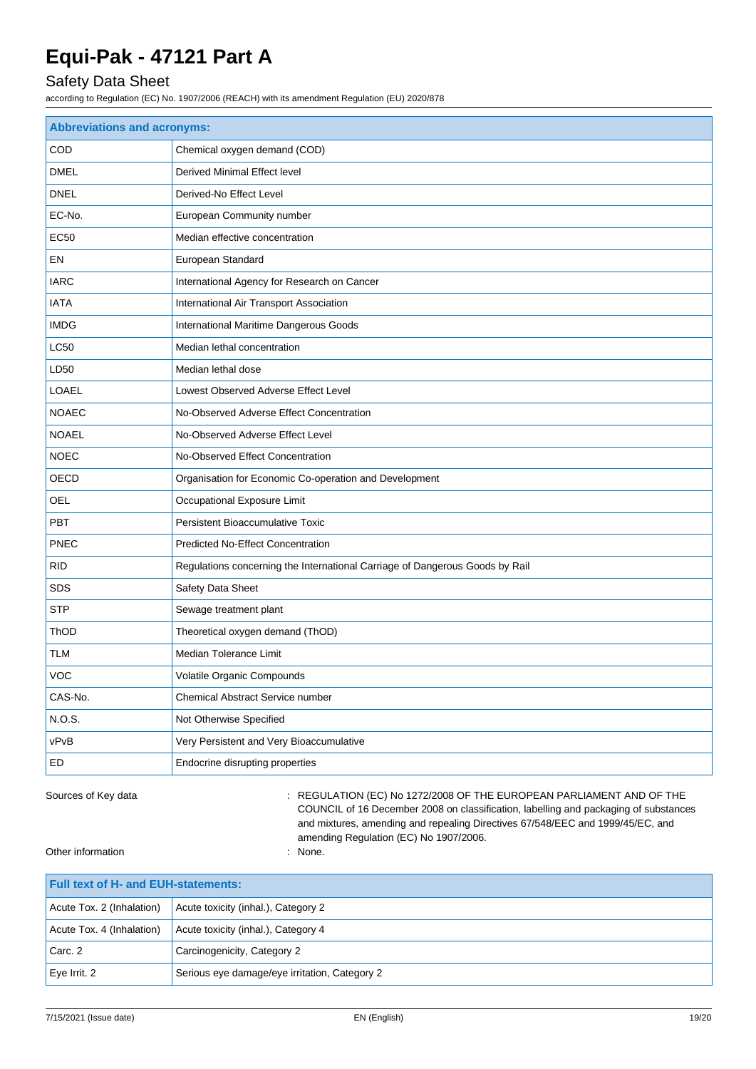| Abbreviations and acronyms: | |
|---|---|
| COD | Chemical oxygen demand (COD) |
| DMEL | Derived Minimal Effect level |
| DNEL | Derived-No Effect Level |
| EC-No. | European Community number |
| EC50 | Median effective concentration |
| EN | European Standard |
| IARC | International Agency for Research on Cancer |
| IATA | International Air Transport Association |
| IMDG | International Maritime Dangerous Goods |
| LC50 | Median lethal concentration |
| LD50 | Median lethal dose |
| LOAEL | Lowest Observed Adverse Effect Level |
| NOAEC | No-Observed Adverse Effect Concentration |
| NOAEL | No-Observed Adverse Effect Level |
| NOEC | No-Observed Effect Concentration |
| OECD | Organisation for Economic Co-operation and Development |
| OEL | Occupational Exposure Limit |
| PBT | Persistent Bioaccumulative Toxic |
| PNEC | Predicted No-Effect Concentration |
| RID | Regulations concerning the International Carriage of Dangerous Goods by Rail |
| SDS | Safety Data Sheet |
| STP | Sewage treatment plant |
| ThOD | Theoretical oxygen demand (ThOD) |
| TLM | Median Tolerance Limit |
| VOC | Volatile Organic Compounds |
| CAS-No. | Chemical Abstract Service number |
| N.O.S. | Not Otherwise Specified |
| vPvB | Very Persistent and Very Bioaccumulative |
| ED | Endocrine disrupting properties |

Sources of Key data : REGULATION (EC) No 1272/2008 OF THE EUROPEAN PARLIAMENT AND OF THE COUNCIL of 16 December 2008 on classification, labelling and packaging of substances and mixtures, amending and repealing Directives 67/548/EEC and 1999/45/EC, and amending Regulation (EC) No 1907/2006.

Other information : None.

| Full text of H- and EUH-statements: | |
|---|---|
| Acute Tox. 2 (Inhalation) | Acute toxicity (inhal.), Category 2 |
| Acute Tox. 4 (Inhalation) | Acute toxicity (inhal.), Category 4 |
| Carc. 2 | Carcinogenicity, Category 2 |
| Eye Irrit. 2 | Serious eye damage/eye irritation, Category 2 |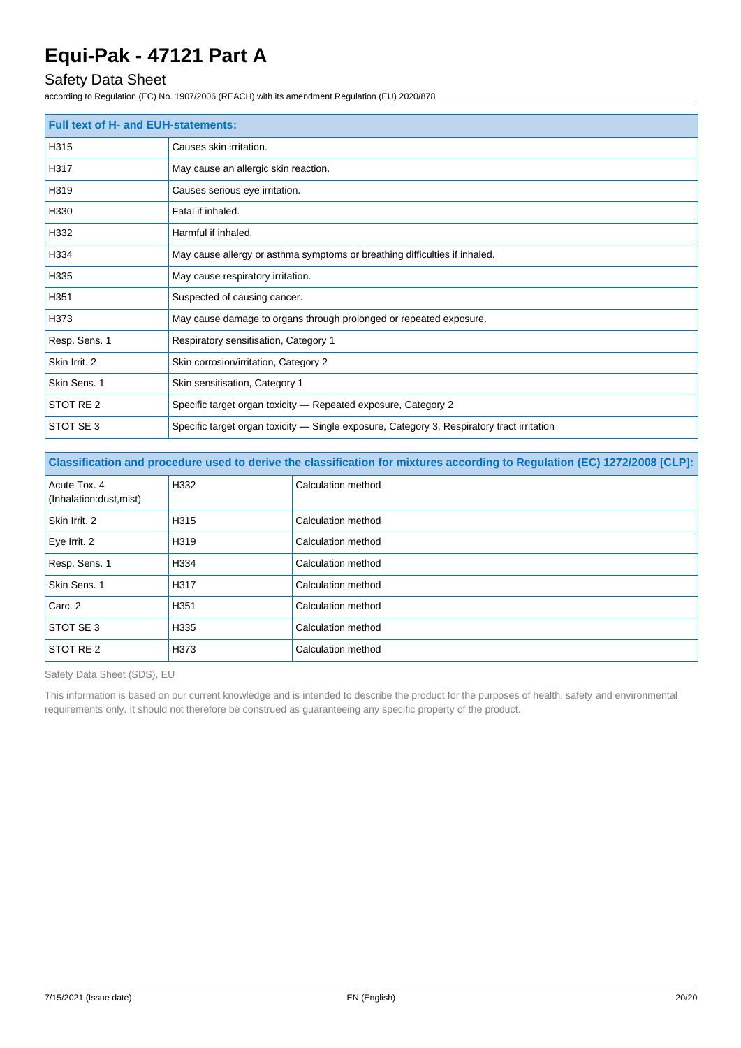| Full text of H- and EUH-statements: | |
|---|---|
| H315 | Causes skin irritation. |
| H317 | May cause an allergic skin reaction. |
| H319 | Causes serious eye irritation. |
| H330 | Fatal if inhaled. |
| H332 | Harmful if inhaled. |
| H334 | May cause allergy or asthma symptoms or breathing difficulties if inhaled. |
| H335 | May cause respiratory irritation. |
| H351 | Suspected of causing cancer. |
| H373 | May cause damage to organs through prolonged or repeated exposure. |
| Resp. Sens. 1 | Respiratory sensitisation, Category 1 |
| Skin Irrit. 2 | Skin corrosion/irritation, Category 2 |
| Skin Sens. 1 | Skin sensitisation, Category 1 |
| STOT RE 2 | Specific target organ toxicity — Repeated exposure, Category 2 |
| STOT SE 3 | Specific target organ toxicity — Single exposure, Category 3, Respiratory tract irritation |

| Classification and procedure used to derive the classification for mixtures according to Regulation (EC) 1272/2008 [CLP]: | | |
|---|---|---|
| Acute Tox. 4 (Inhalation:dust,mist) | H332 | Calculation method |
| Skin Irrit. 2 | H315 | Calculation method |
| Eye Irrit. 2 | H319 | Calculation method |
| Resp. Sens. 1 | H334 | Calculation method |
| Skin Sens. 1 | H317 | Calculation method |
| Carc. 2 | H351 | Calculation method |
| STOT SE 3 | H335 | Calculation method |
| STOT RE 2 | H373 | Calculation method |

Safety Data Sheet (SDS), EU

This information is based on our current knowledge and is intended to describe the product for the purposes of health, safety and environmental requirements only. It should not therefore be construed as guaranteeing any specific property of the product.